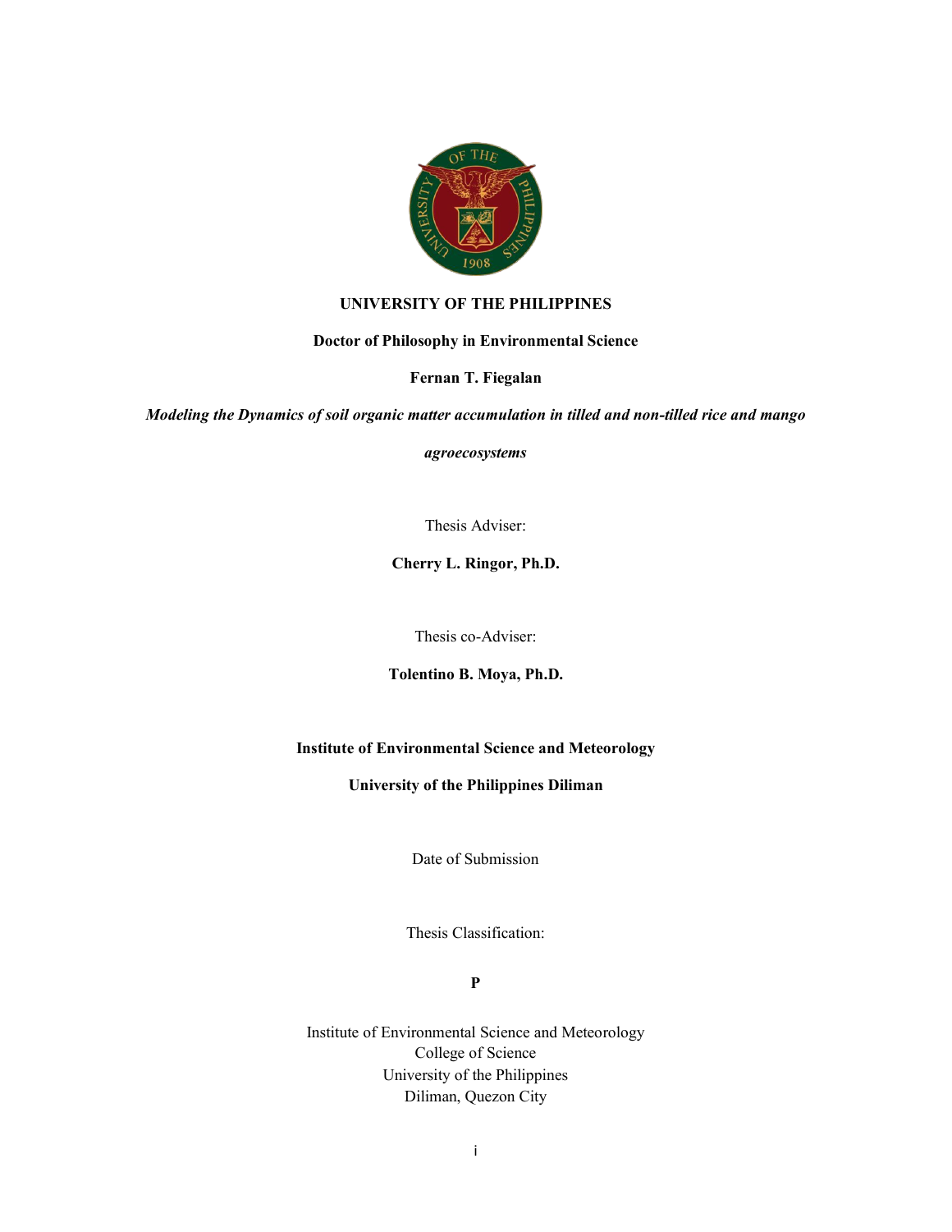**UNIVERSITY OF THE PHILIPPINES**

**Doctor of Philosophy in Environmental Science**

**Fernan T. Fiegalan**

***Modeling the Dynamics of soil organic matter accumulation in tilled and non-tilled rice and mango agroecosystems***

Thesis Adviser:

**Cherry L. Ringor, Ph.D.**

Thesis co-Adviser:

**Tolentino B. Moya, Ph.D.**

**Institute of Environmental Science and Meteorology**

**University of the Philippines Diliman**

Date of Submission

Thesis Classification:

**P**

Institute of Environmental Science and Meteorology
College of Science
University of the Philippines
Diliman, Quezon City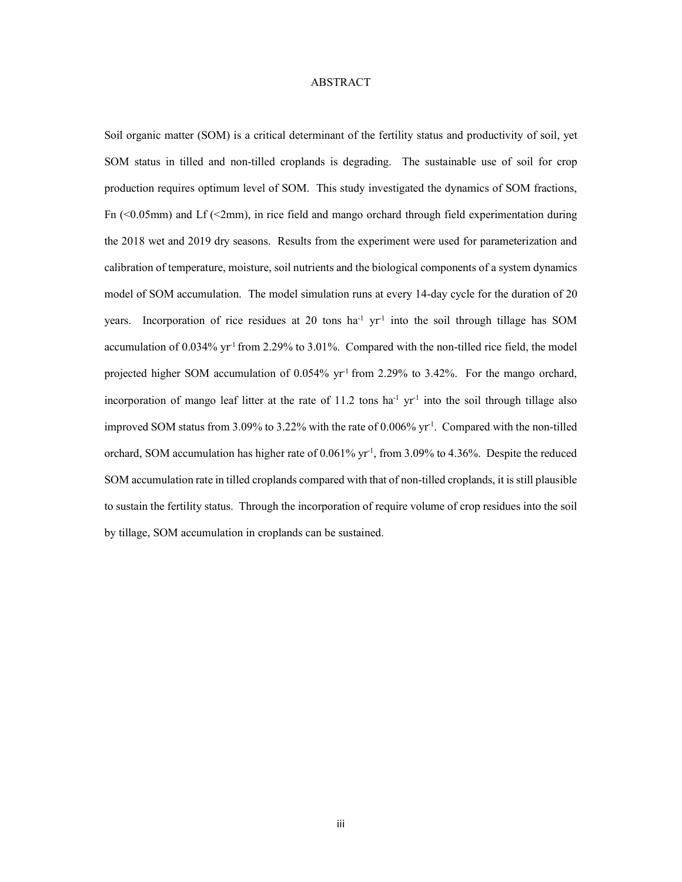# ABSTRACT

Soil organic matter (SOM) is a critical determinant of the fertility status and productivity of soil, yet SOM status in tilled and non-tilled croplands is degrading. The sustainable use of soil for crop production requires optimum level of SOM. This study investigated the dynamics of SOM fractions, Fn (<0.05mm) and Lf (<2mm), in rice field and mango orchard through field experimentation during the 2018 wet and 2019 dry seasons. Results from the experiment were used for parameterization and calibration of temperature, moisture, soil nutrients and the biological components of a system dynamics model of SOM accumulation. The model simulation runs at every 14-day cycle for the duration of 20 years. Incorporation of rice residues at 20 tons $ha^{-1}$ $yr^{-1}$ into the soil through tillage has SOM accumulation of 0.034% $yr^{-1}$ from 2.29% to 3.01%. Compared with the non-tilled rice field, the model projected higher SOM accumulation of 0.054% $yr^{-1}$ from 2.29% to 3.42%. For the mango orchard, incorporation of mango leaf litter at the rate of 11.2 tons $ha^{-1}$ $yr^{-1}$ into the soil through tillage also improved SOM status from 3.09% to 3.22% with the rate of 0.006% $yr^{-1}$. Compared with the non-tilled orchard, SOM accumulation has higher rate of 0.061% $yr^{-1}$, from 3.09% to 4.36%. Despite the reduced SOM accumulation rate in tilled croplands compared with that of non-tilled croplands, it is still plausible to sustain the fertility status. Through the incorporation of require volume of crop residues into the soil by tillage, SOM accumulation in croplands can be sustained.